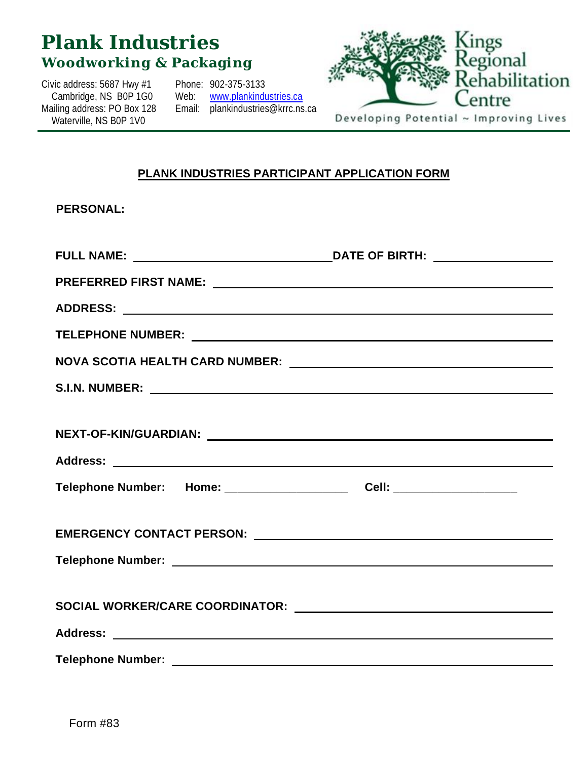# Plank Industries

## Woodworking & Packaging

Civic address: 5687 Hwy #1
Cambridge, NS B0P 1G0
Mailing address: PO Box 128
Waterville, NS B0P 1V0

Phone: 902-375-3133
Web: www.plankindustries.ca
Email: plankindustries@krrc.ns.ca

Kings Regional Rehabilitation Centre
Developing Potential ~ Improving Lives

**PLANK INDUSTRIES PARTICIPANT APPLICATION FORM**

**PERSONAL:**

**FULL NAME:** ______________________________ **DATE OF BIRTH:** ________________

**PREFERRED FIRST NAME:** ____________________________________________

**ADDRESS:** ______________________________________________________

**TELEPHONE NUMBER:** _______________________________________________

**NOVA SCOTIA HEALTH CARD NUMBER:** ___________________________________

**S.I.N. NUMBER:** ___________________________________________________

**NEXT-OF-KIN/GUARDIAN:** _____________________________________________

**Address:** _______________________________________________________

**Telephone Number:** **Home:** __________________ **Cell:** __________________

**EMERGENCY CONTACT PERSON:** _________________________________________

**Telephone Number:** _________________________________________________

**SOCIAL WORKER/CARE COORDINATOR:** ____________________________________

**Address:** _______________________________________________________

**Telephone Number:** _________________________________________________

Form #83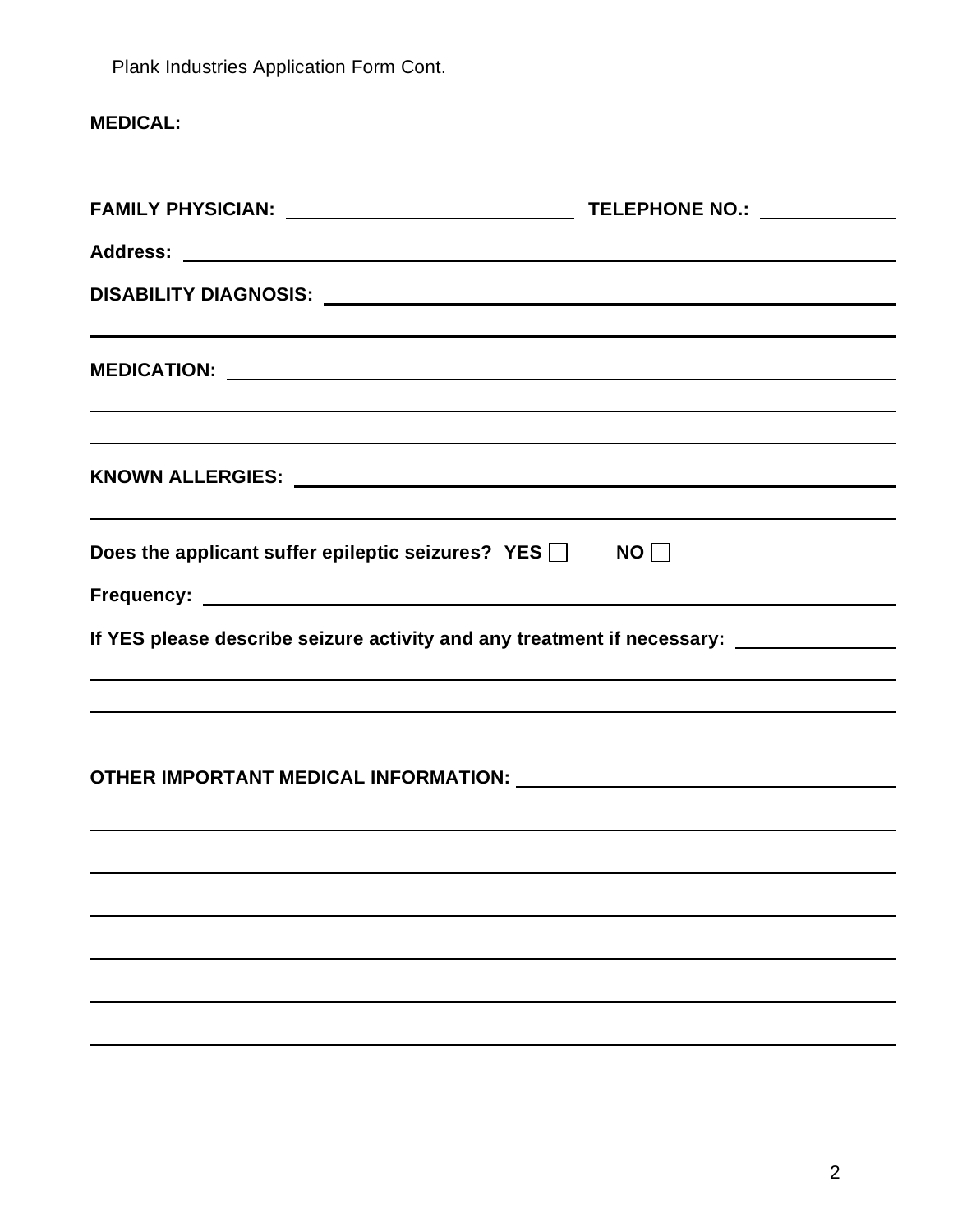Plank Industries Application Form Cont.

**MEDICAL:**

**FAMILY PHYSICIAN:** ____________________________ **TELEPHONE NO.:** ______________

**Address:** ______________________________________________________________________

**DISABILITY DIAGNOSIS:** ____________________________________________________________

__________________________________________________________________________________

**MEDICATION:** ____________________________________________________________________

__________________________________________________________________________________

__________________________________________________________________________________

**KNOWN ALLERGIES:** ________________________________________________________________

__________________________________________________________________________________

**Does the applicant suffer epileptic seizures? YES** ☐ **NO** ☐

**Frequency:** ______________________________________________________________________

**If YES please describe seizure activity and any treatment if necessary:** ________________

__________________________________________________________________________________

__________________________________________________________________________________

**OTHER IMPORTANT MEDICAL INFORMATION:** ____________________________________________

__________________________________________________________________________________

__________________________________________________________________________________

__________________________________________________________________________________

__________________________________________________________________________________

__________________________________________________________________________________

__________________________________________________________________________________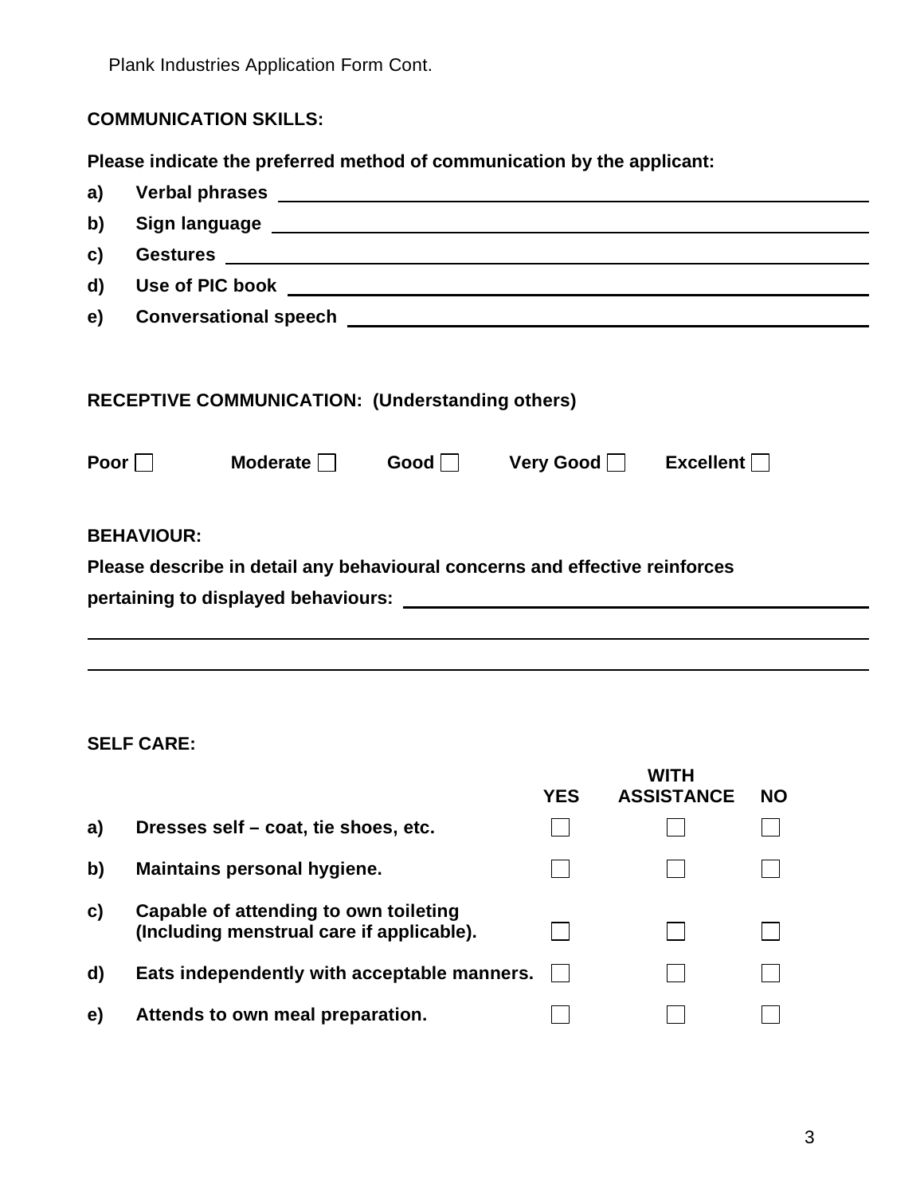Plank Industries Application Form Cont.

**COMMUNICATION SKILLS:**

**Please indicate the preferred method of communication by the applicant:**

**a) Verbal phrases** ______________________________

**b) Sign language** ______________________________

**c) Gestures** ______________________________

**d) Use of PIC book** ______________________________

**e) Conversational speech** ______________________________

**RECEPTIVE COMMUNICATION: (Understanding others)**

**Poor** ☐ **Moderate** ☐ **Good** ☐ **Very Good** ☐ **Excellent** ☐

**BEHAVIOUR:**

**Please describe in detail any behavioural concerns and effective reinforces pertaining to displayed behaviours:** ______________________________

______________________________

______________________________

**SELF CARE:**

| | | YES | WITH ASSISTANCE | NO |
|---|---|---|---|---|
| **a)** | **Dresses self – coat, tie shoes, etc.** | ☐ | ☐ | ☐ |
| **b)** | **Maintains personal hygiene.** | ☐ | ☐ | ☐ |
| **c)** | **Capable of attending to own toileting (Including menstrual care if applicable).** | ☐ | ☐ | ☐ |
| **d)** | **Eats independently with acceptable manners.** | ☐ | ☐ | ☐ |
| **e)** | **Attends to own meal preparation.** | ☐ | ☐ | ☐ |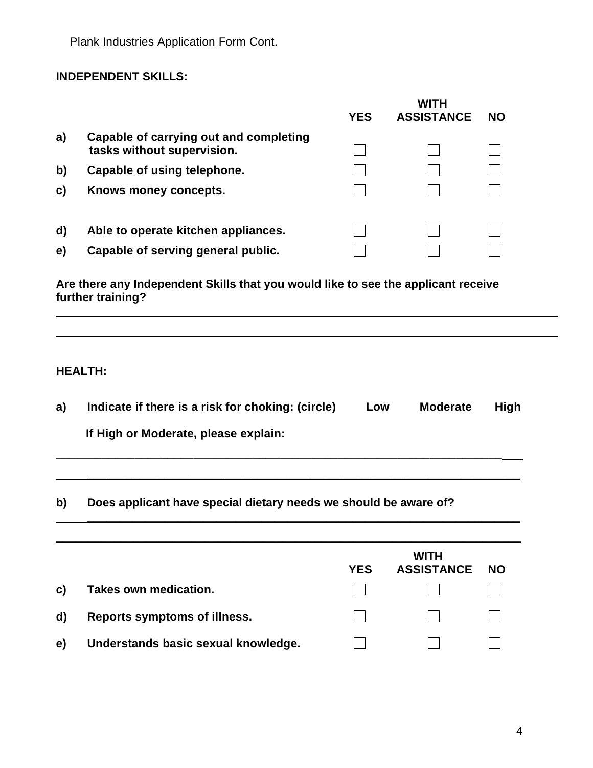Plank Industries Application Form Cont.

**INDEPENDENT SKILLS:**

| | | YES | WITH ASSISTANCE | NO |
|---|---|---|---|---|
| a) | Capable of carrying out and completing tasks without supervision. | ☐ | ☐ | ☐ |
| b) | Capable of using telephone. | ☐ | ☐ | ☐ |
| c) | Knows money concepts. | ☐ | ☐ | ☐ |
| d) | Able to operate kitchen appliances. | ☐ | ☐ | ☐ |
| e) | Capable of serving general public. | ☐ | ☐ | ☐ |

**Are there any Independent Skills that you would like to see the applicant receive further training?**

\_\_\_\_\_\_\_\_\_\_\_\_\_\_\_\_\_\_\_\_\_\_\_\_\_\_\_\_\_\_\_\_\_\_\_\_\_\_\_\_\_\_\_\_\_\_\_\_\_\_\_\_\_\_\_\_\_\_\_\_\_\_\_\_\_\_\_\_\_\_

\_\_\_\_\_\_\_\_\_\_\_\_\_\_\_\_\_\_\_\_\_\_\_\_\_\_\_\_\_\_\_\_\_\_\_\_\_\_\_\_\_\_\_\_\_\_\_\_\_\_\_\_\_\_\_\_\_\_\_\_\_\_\_\_\_\_\_\_\_\_

**HEALTH:**

**a)** **Indicate if there is a risk for choking: (circle)** **Low** **Moderate** **High**

**If High or Moderate, please explain:**

\_\_\_\_\_\_\_\_\_\_\_\_\_\_\_\_\_\_\_\_\_\_\_\_\_\_\_\_\_\_\_\_\_\_\_\_\_\_\_\_\_\_\_\_\_\_\_\_\_\_\_\_\_\_\_\_\_\_\_\_\_\_\_\_\_\_\_\_\_\_

\_\_\_\_\_\_\_\_\_\_\_\_\_\_\_\_\_\_\_\_\_\_\_\_\_\_\_\_\_\_\_\_\_\_\_\_\_\_\_\_\_\_\_\_\_\_\_\_\_\_\_\_\_\_\_\_\_\_\_\_\_\_\_\_\_\_\_\_\_\_

**b)** **Does applicant have special dietary needs we should be aware of?**

\_\_\_\_\_\_\_\_\_\_\_\_\_\_\_\_\_\_\_\_\_\_\_\_\_\_\_\_\_\_\_\_\_\_\_\_\_\_\_\_\_\_\_\_\_\_\_\_\_\_\_\_\_\_\_\_\_\_\_\_\_\_\_\_\_\_\_\_\_\_

\_\_\_\_\_\_\_\_\_\_\_\_\_\_\_\_\_\_\_\_\_\_\_\_\_\_\_\_\_\_\_\_\_\_\_\_\_\_\_\_\_\_\_\_\_\_\_\_\_\_\_\_\_\_\_\_\_\_\_\_\_\_\_\_\_\_\_\_\_\_

| | | YES | WITH ASSISTANCE | NO |
|---|---|---|---|---|
| c) | Takes own medication. | ☐ | ☐ | ☐ |
| d) | Reports symptoms of illness. | ☐ | ☐ | ☐ |
| e) | Understands basic sexual knowledge. | ☐ | ☐ | ☐ |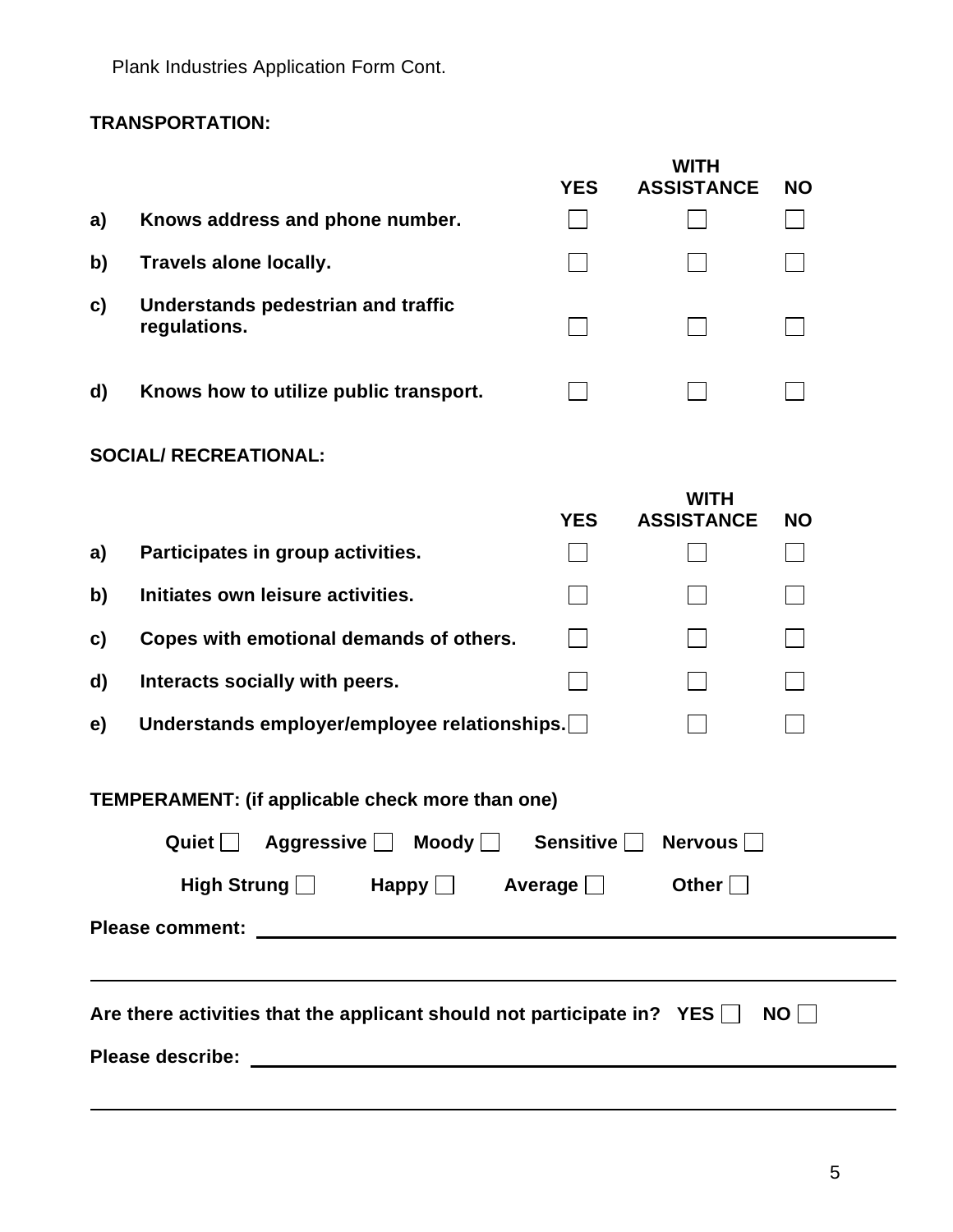Plank Industries Application Form Cont.

**TRANSPORTATION:**

| | | YES | WITH ASSISTANCE | NO |
|---|---|---|---|---|
| a) | Knows address and phone number. | ☐ | ☐ | ☐ |
| b) | Travels alone locally. | ☐ | ☐ | ☐ |
| c) | Understands pedestrian and traffic regulations. | ☐ | ☐ | ☐ |
| d) | Knows how to utilize public transport. | ☐ | ☐ | ☐ |

**SOCIAL/ RECREATIONAL:**

| | | YES | WITH ASSISTANCE | NO |
|---|---|---|---|---|
| a) | Participates in group activities. | ☐ | ☐ | ☐ |
| b) | Initiates own leisure activities. | ☐ | ☐ | ☐ |
| c) | Copes with emotional demands of others. | ☐ | ☐ | ☐ |
| d) | Interacts socially with peers. | ☐ | ☐ | ☐ |
| e) | Understands employer/employee relationships. | ☐ | ☐ | ☐ |

**TEMPERAMENT: (if applicable check more than one)**

**Quiet** ☐ **Aggressive** ☐ **Moody** ☐ **Sensitive** ☐ **Nervous** ☐

**High Strung** ☐ **Happy** ☐ **Average** ☐ **Other** ☐

**Please comment:** ______________________________________________

______________________________________________

**Are there activities that the applicant should not participate in? YES** ☐ **NO** ☐

**Please describe:** ______________________________________________

______________________________________________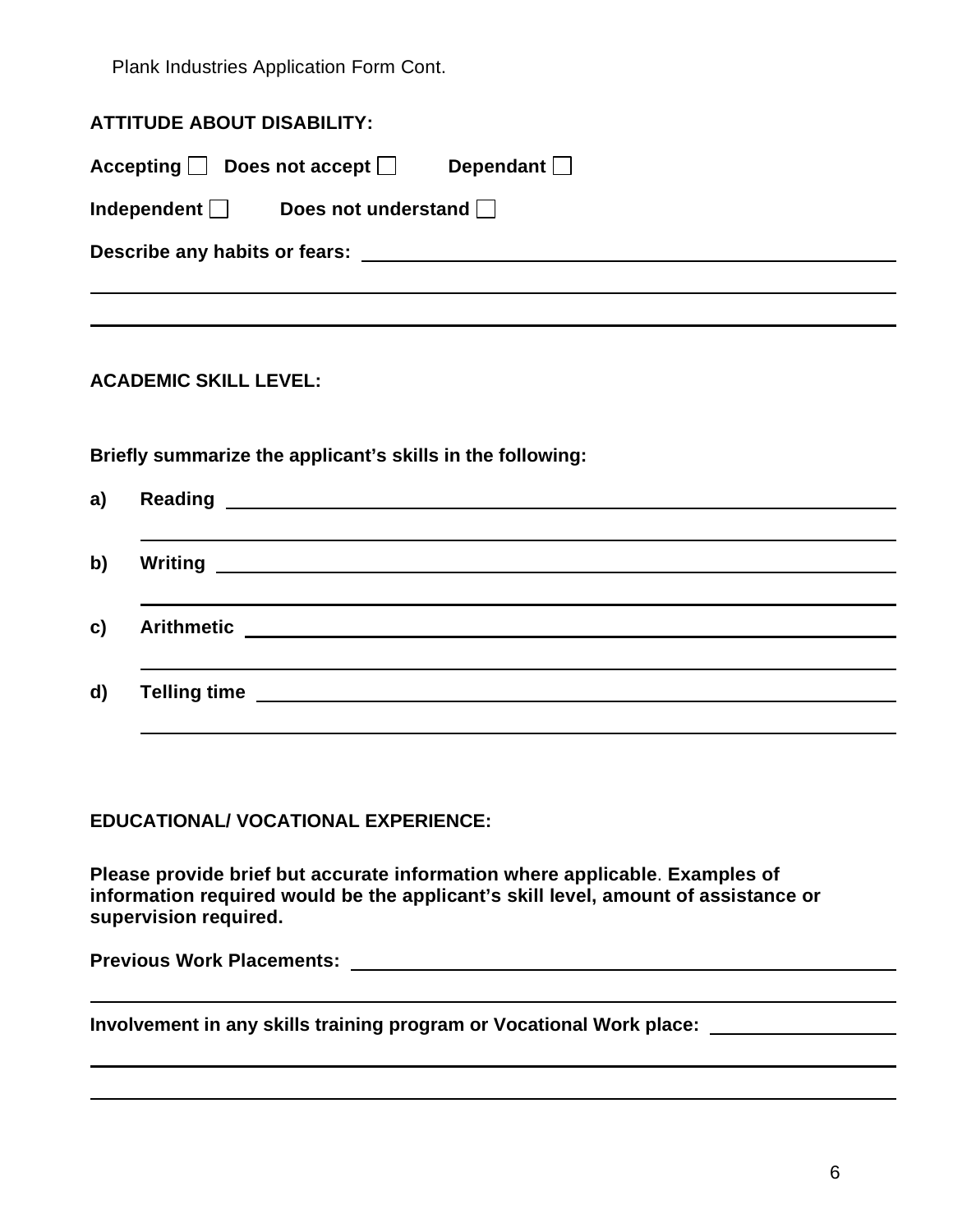Plank Industries Application Form Cont.

**ATTITUDE ABOUT DISABILITY:**

**Accepting** ☐ **Does not accept** ☐ **Dependant** ☐

**Independent** ☐ **Does not understand** ☐

**Describe any habits or fears:** ______________________________________________

___________________________________________________________________________

___________________________________________________________________________

**ACADEMIC SKILL LEVEL:**

**Briefly summarize the applicant's skills in the following:**

**a) Reading** ______________________________________________________________

___________________________________________________________________________

**b) Writing** ______________________________________________________________

___________________________________________________________________________

**c) Arithmetic** ___________________________________________________________

___________________________________________________________________________

**d) Telling time** __________________________________________________________

___________________________________________________________________________

**EDUCATIONAL/ VOCATIONAL EXPERIENCE:**

**Please provide brief but accurate information where applicable**. **Examples of information required would be the applicant's skill level, amount of assistance or supervision required.**

**Previous Work Placements:** _______________________________________________

___________________________________________________________________________

**Involvement in any skills training program or Vocational Work place:** ________________

___________________________________________________________________________

___________________________________________________________________________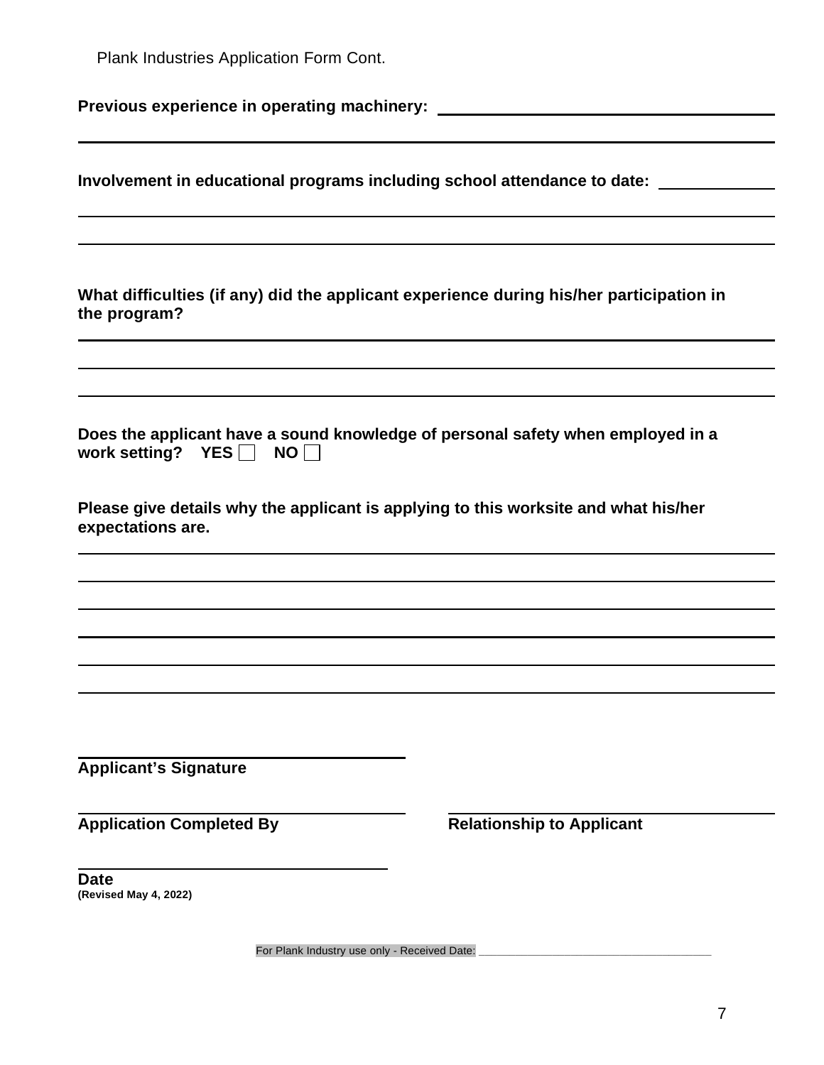Plank Industries Application Form Cont.

**Previous experience in operating machinery:** \_\_\_\_\_\_\_\_\_\_\_\_\_\_\_\_\_\_\_\_\_\_\_\_\_\_\_\_\_\_\_\_\_\_\_\_\_\_\_\_

\_\_\_\_\_\_\_\_\_\_\_\_\_\_\_\_\_\_\_\_\_\_\_\_\_\_\_\_\_\_\_\_\_\_\_\_\_\_\_\_\_\_\_\_\_\_\_\_\_\_\_\_\_\_\_\_\_\_\_\_\_\_\_\_\_\_\_\_\_\_\_\_\_\_\_\_\_\_

**Involvement in educational programs including school attendance to date:** \_\_\_\_\_\_\_\_\_\_\_\_\_\_

\_\_\_\_\_\_\_\_\_\_\_\_\_\_\_\_\_\_\_\_\_\_\_\_\_\_\_\_\_\_\_\_\_\_\_\_\_\_\_\_\_\_\_\_\_\_\_\_\_\_\_\_\_\_\_\_\_\_\_\_\_\_\_\_\_\_\_\_\_\_\_\_\_\_\_\_\_\_

\_\_\_\_\_\_\_\_\_\_\_\_\_\_\_\_\_\_\_\_\_\_\_\_\_\_\_\_\_\_\_\_\_\_\_\_\_\_\_\_\_\_\_\_\_\_\_\_\_\_\_\_\_\_\_\_\_\_\_\_\_\_\_\_\_\_\_\_\_\_\_\_\_\_\_\_\_\_

**What difficulties (if any) did the applicant experience during his/her participation in the program?**

\_\_\_\_\_\_\_\_\_\_\_\_\_\_\_\_\_\_\_\_\_\_\_\_\_\_\_\_\_\_\_\_\_\_\_\_\_\_\_\_\_\_\_\_\_\_\_\_\_\_\_\_\_\_\_\_\_\_\_\_\_\_\_\_\_\_\_\_\_\_\_\_\_\_\_\_\_\_

\_\_\_\_\_\_\_\_\_\_\_\_\_\_\_\_\_\_\_\_\_\_\_\_\_\_\_\_\_\_\_\_\_\_\_\_\_\_\_\_\_\_\_\_\_\_\_\_\_\_\_\_\_\_\_\_\_\_\_\_\_\_\_\_\_\_\_\_\_\_\_\_\_\_\_\_\_\_

\_\_\_\_\_\_\_\_\_\_\_\_\_\_\_\_\_\_\_\_\_\_\_\_\_\_\_\_\_\_\_\_\_\_\_\_\_\_\_\_\_\_\_\_\_\_\_\_\_\_\_\_\_\_\_\_\_\_\_\_\_\_\_\_\_\_\_\_\_\_\_\_\_\_\_\_\_\_

**Does the applicant have a sound knowledge of personal safety when employed in a work setting? YES ☐ NO ☐**

**Please give details why the applicant is applying to this worksite and what his/her expectations are.**

\_\_\_\_\_\_\_\_\_\_\_\_\_\_\_\_\_\_\_\_\_\_\_\_\_\_\_\_\_\_\_\_\_\_\_\_\_\_\_\_\_\_\_\_\_\_\_\_\_\_\_\_\_\_\_\_\_\_\_\_\_\_\_\_\_\_\_\_\_\_\_\_\_\_\_\_\_\_

\_\_\_\_\_\_\_\_\_\_\_\_\_\_\_\_\_\_\_\_\_\_\_\_\_\_\_\_\_\_\_\_\_\_\_\_\_\_\_\_\_\_\_\_\_\_\_\_\_\_\_\_\_\_\_\_\_\_\_\_\_\_\_\_\_\_\_\_\_\_\_\_\_\_\_\_\_\_

\_\_\_\_\_\_\_\_\_\_\_\_\_\_\_\_\_\_\_\_\_\_\_\_\_\_\_\_\_\_\_\_\_\_\_\_\_\_\_\_\_\_\_\_\_\_\_\_\_\_\_\_\_\_\_\_\_\_\_\_\_\_\_\_\_\_\_\_\_\_\_\_\_\_\_\_\_\_

\_\_\_\_\_\_\_\_\_\_\_\_\_\_\_\_\_\_\_\_\_\_\_\_\_\_\_\_\_\_\_\_\_\_\_\_\_\_\_\_\_\_\_\_\_\_\_\_\_\_\_\_\_\_\_\_\_\_\_\_\_\_\_\_\_\_\_\_\_\_\_\_\_\_\_\_\_\_

\_\_\_\_\_\_\_\_\_\_\_\_\_\_\_\_\_\_\_\_\_\_\_\_\_\_\_\_\_\_\_\_\_\_\_\_\_\_\_\_\_\_\_\_\_\_\_\_\_\_\_\_\_\_\_\_\_\_\_\_\_\_\_\_\_\_\_\_\_\_\_\_\_\_\_\_\_\_

\_\_\_\_\_\_\_\_\_\_\_\_\_\_\_\_\_\_\_\_\_\_\_\_\_\_\_\_\_\_\_\_\_\_\_\_\_\_\_\_\_\_\_\_\_\_\_\_\_\_\_\_\_\_\_\_\_\_\_\_\_\_\_\_\_\_\_\_\_\_\_\_\_\_\_\_\_\_

\_\_\_\_\_\_\_\_\_\_\_\_\_\_\_\_\_\_\_\_\_\_\_\_\_\_\_\_\_\_\_\_\_\_\_\_\_\_

**Applicant's Signature**

\_\_\_\_\_\_\_\_\_\_\_\_\_\_\_\_\_\_\_\_\_\_\_\_\_\_\_\_\_\_\_\_\_\_\_\_\_\_ \_\_\_\_\_\_\_\_\_\_\_\_\_\_\_\_\_\_\_\_\_\_\_\_\_\_\_\_\_\_\_\_\_\_\_\_\_\_

**Application Completed By** **Relationship to Applicant**

\_\_\_\_\_\_\_\_\_\_\_\_\_\_\_\_\_\_\_\_\_\_\_\_\_\_\_\_\_\_\_\_\_\_\_\_\_\_

**Date**
**(Revised May 4, 2022)**

For Plank Industry use only - Received Date: \_\_\_\_\_\_\_\_\_\_\_\_\_\_\_\_\_\_\_\_\_\_\_\_\_\_\_\_\_\_\_\_\_\_\_\_